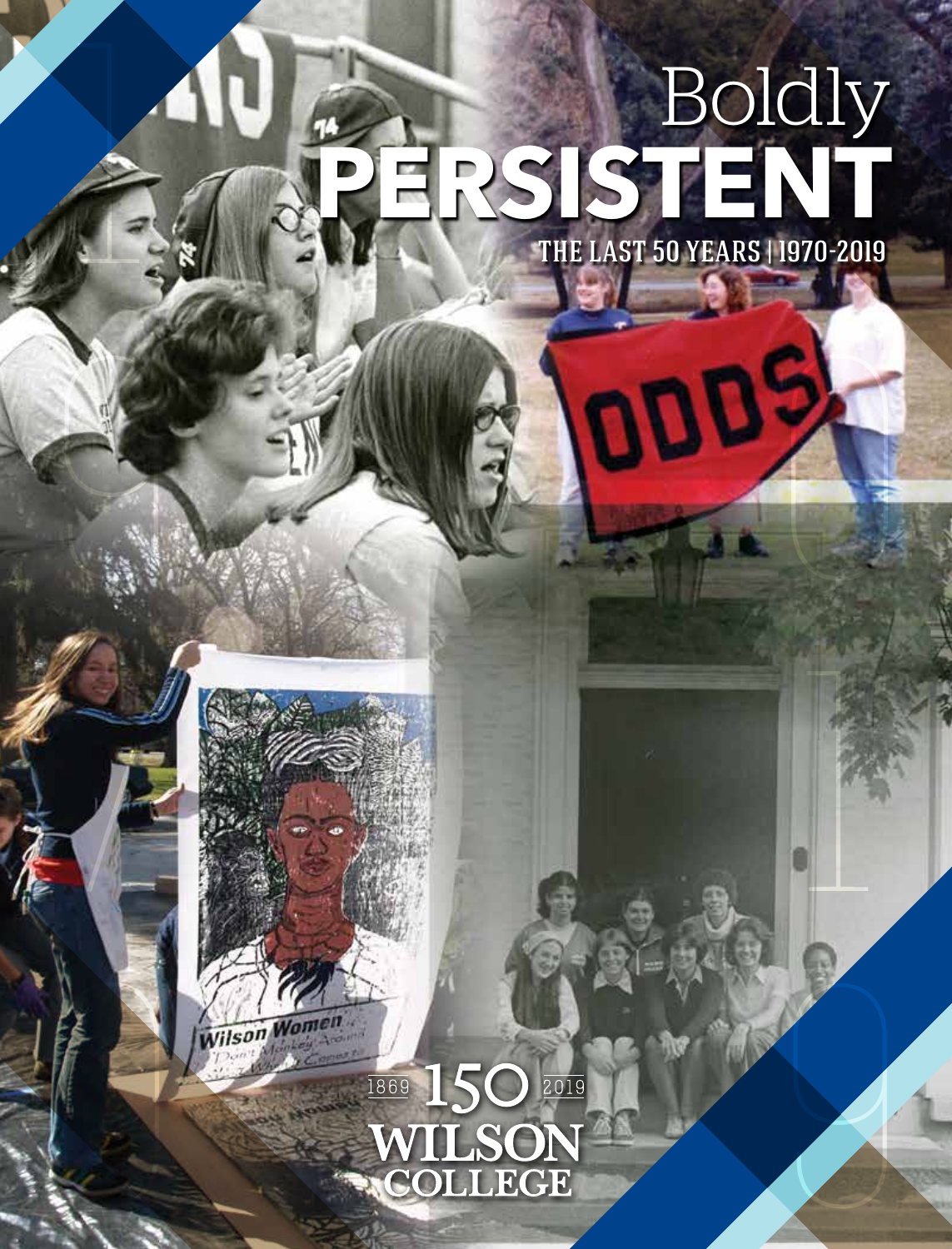# Boldly PERSISTENT

## THE LAST 50 YEARS | 1970-2019

1869 150 2019

WILSON COLLEGE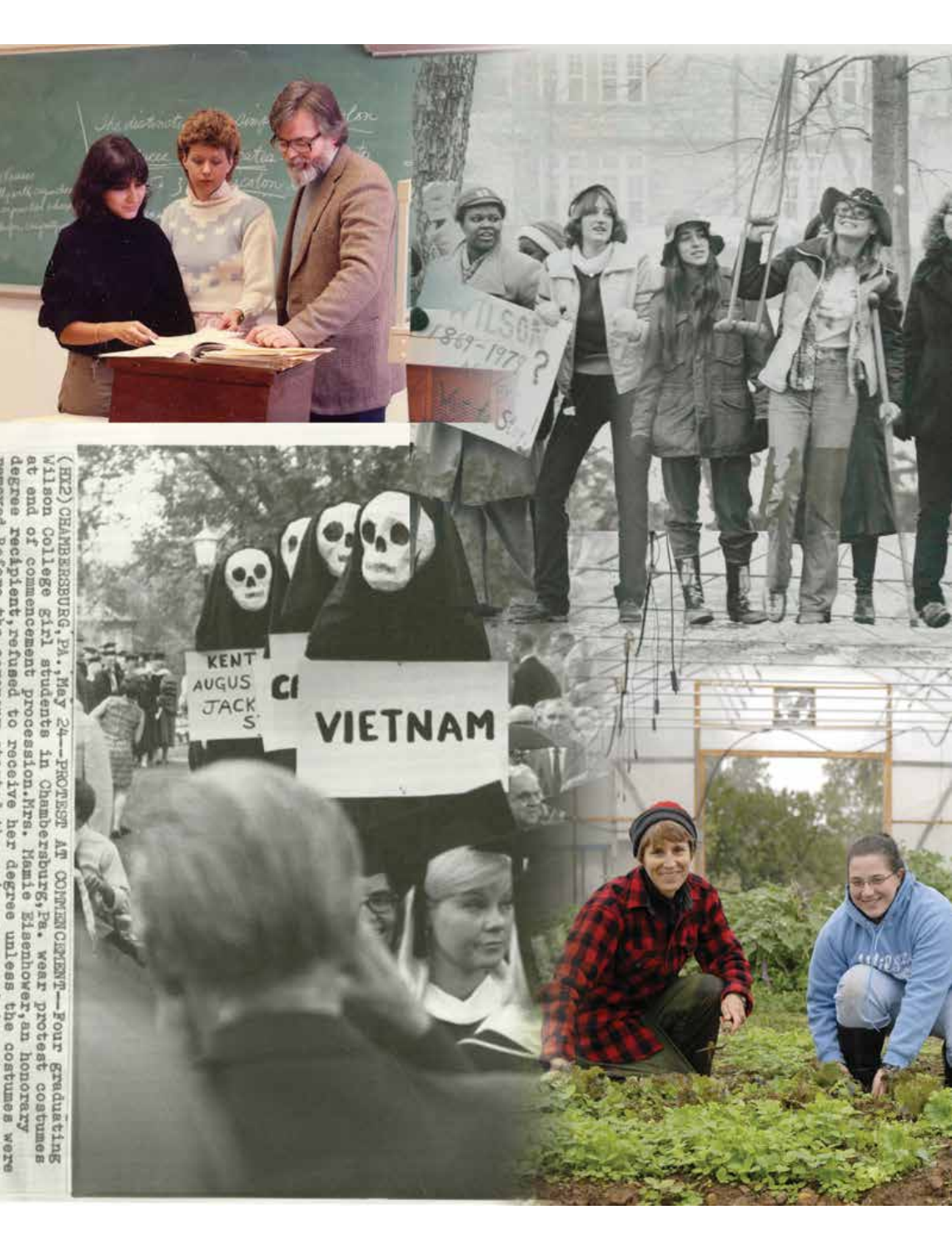(HE2)CHAMBERSBURG,PA.,May 24--PROTEST AT COMMENCEMENT--Four graduating Wilson College girl students in Chambersburg,Pa. wear protest costumes at end of commencement procession.Mrs. Mamie Eisenhower,an honorary degree recipient,refused to receive her degree unless the costumes were removed before the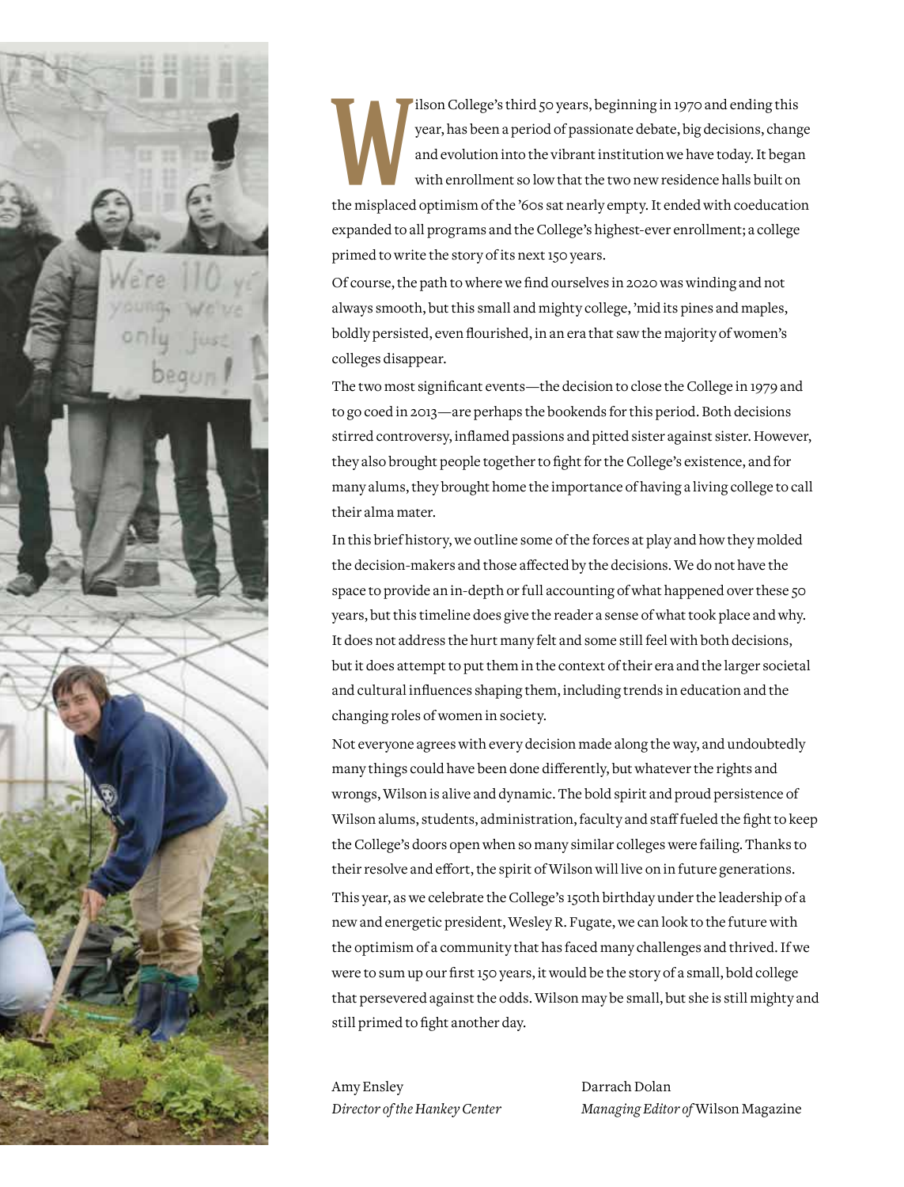Wilson College's third 50 years, beginning in 1970 and ending this year, has been a period of passionate debate, big decisions, change and evolution into the vibrant institution we have today. It began with enrollment so low that the two new residence halls built on the misplaced optimism of the '60s sat nearly empty. It ended with coeducation expanded to all programs and the College's highest-ever enrollment; a college primed to write the story of its next 150 years.

Of course, the path to where we find ourselves in 2020 was winding and not always smooth, but this small and mighty college, 'mid its pines and maples, boldly persisted, even flourished, in an era that saw the majority of women's colleges disappear.

The two most significant events—the decision to close the College in 1979 and to go coed in 2013—are perhaps the bookends for this period. Both decisions stirred controversy, inflamed passions and pitted sister against sister. However, they also brought people together to fight for the College's existence, and for many alums, they brought home the importance of having a living college to call their alma mater.

In this brief history, we outline some of the forces at play and how they molded the decision-makers and those affected by the decisions. We do not have the space to provide an in-depth or full accounting of what happened over these 50 years, but this timeline does give the reader a sense of what took place and why. It does not address the hurt many felt and some still feel with both decisions, but it does attempt to put them in the context of their era and the larger societal and cultural influences shaping them, including trends in education and the changing roles of women in society.

Not everyone agrees with every decision made along the way, and undoubtedly many things could have been done differently, but whatever the rights and wrongs, Wilson is alive and dynamic. The bold spirit and proud persistence of Wilson alums, students, administration, faculty and staff fueled the fight to keep the College's doors open when so many similar colleges were failing. Thanks to their resolve and effort, the spirit of Wilson will live on in future generations.

This year, as we celebrate the College's 150th birthday under the leadership of a new and energetic president, Wesley R. Fugate, we can look to the future with the optimism of a community that has faced many challenges and thrived. If we were to sum up our first 150 years, it would be the story of a small, bold college that persevered against the odds. Wilson may be small, but she is still mighty and still primed to fight another day.

Amy Ensley
*Director of the Hankey Center*

Darrach Dolan
*Managing Editor of* Wilson Magazine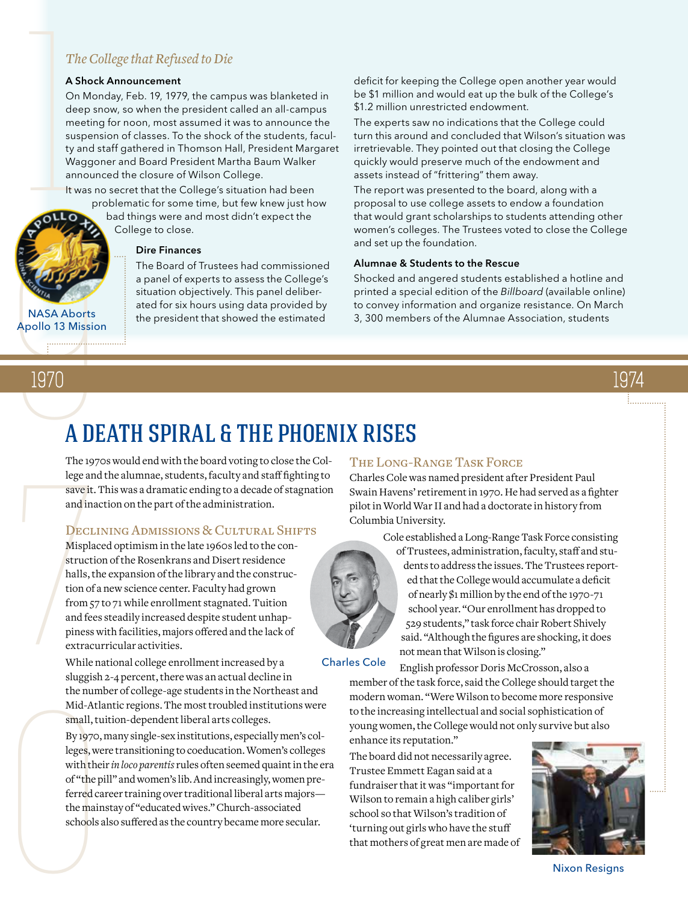*The College that Refused to Die*

**A Shock Announcement**

On Monday, Feb. 19, 1979, the campus was blanketed in deep snow, so when the president called an all-campus meeting for noon, most assumed it was to announce the suspension of classes. To the shock of the students, faculty and staff gathered in Thomson Hall, President Margaret Waggoner and Board President Martha Baum Walker announced the closure of Wilson College.

It was no secret that the College's situation had been problematic for some time, but few knew just how bad things were and most didn't expect the College to close.

**Dire Finances**

The Board of Trustees had commissioned a panel of experts to assess the College's situation objectively. This panel deliberated for six hours using data provided by the president that showed the estimated deficit for keeping the College open another year would be $1 million and would eat up the bulk of the College's $1.2 million unrestricted endowment.

The experts saw no indications that the College could turn this around and concluded that Wilson's situation was irretrievable. They pointed out that closing the College quickly would preserve much of the endowment and assets instead of "frittering" them away.

The report was presented to the board, along with a proposal to use college assets to endow a foundation that would grant scholarships to students attending other women's colleges. The Trustees voted to close the College and set up the foundation.

**Alumnae & Students to the Rescue**

Shocked and angered students established a hotline and printed a special edition of the *Billboard* (available online) to convey information and organize resistance. On March 3, 300 members of the Alumnae Association, students

NASA Aborts Apollo 13 Mission

1970

1974

# A DEATH SPIRAL & THE PHOENIX RISES

The 1970s would end with the board voting to close the College and the alumnae, students, faculty and staff fighting to save it. This was a dramatic ending to a decade of stagnation and inaction on the part of the administration.

## Declining Admissions & Cultural Shifts

Misplaced optimism in the late 1960s led to the construction of the Rosenkrans and Disert residence halls, the expansion of the library and the construction of a new science center. Faculty had grown from 57 to 71 while enrollment stagnated. Tuition and fees steadily increased despite student unhappiness with facilities, majors offered and the lack of extracurricular activities.

While national college enrollment increased by a sluggish 2-4 percent, there was an actual decline in the number of college-age students in the Northeast and Mid-Atlantic regions. The most troubled institutions were small, tuition-dependent liberal arts colleges.

By 1970, many single-sex institutions, especially men's colleges, were transitioning to coeducation. Women's colleges with their *in loco parentis* rules often seemed quaint in the era of "the pill" and women's lib. And increasingly, women preferred career training over traditional liberal arts majors—the mainstay of "educated wives." Church-associated schools also suffered as the country became more secular.

## The Long-Range Task Force

Charles Cole was named president after President Paul Swain Havens' retirement in 1970. He had served as a fighter pilot in World War II and had a doctorate in history from Columbia University.

Cole established a Long-Range Task Force consisting of Trustees, administration, faculty, staff and students to address the issues. The Trustees reported that the College would accumulate a deficit of nearly $1 million by the end of the 1970-71 school year. "Our enrollment has dropped to 529 students," task force chair Robert Shively said. "Although the figures are shocking, it does not mean that Wilson is closing."

Charles Cole

English professor Doris McCrosson, also a member of the task force, said the College should target the modern woman. "Were Wilson to become more responsive to the increasing intellectual and social sophistication of young women, the College would not only survive but also enhance its reputation."

The board did not necessarily agree. Trustee Emmett Eagan said at a fundraiser that it was "important for Wilson to remain a high caliber girls' school so that Wilson's tradition of 'turning out girls who have the stuff that mothers of great men are made of

Nixon Resigns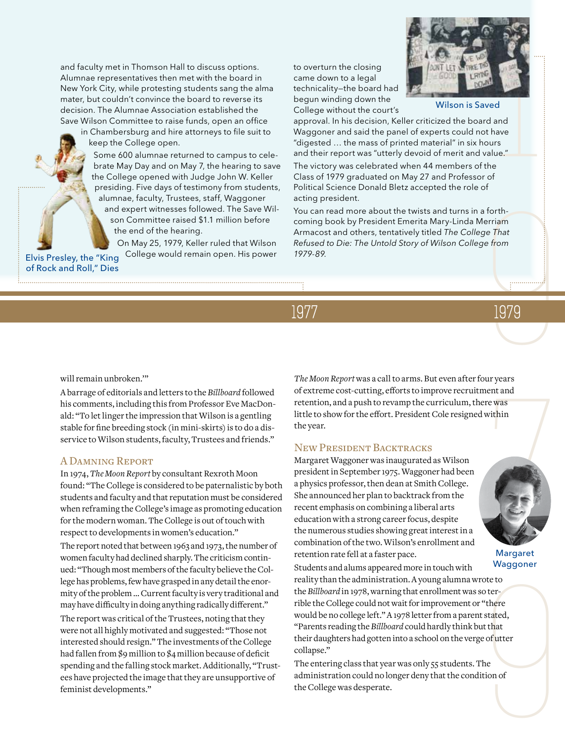and faculty met in Thomson Hall to discuss options. Alumnae representatives then met with the board in New York City, while protesting students sang the alma mater, but couldn't convince the board to reverse its decision. The Alumnae Association established the Save Wilson Committee to raise funds, open an office in Chambersburg and hire attorneys to file suit to keep the College open.

Some 600 alumnae returned to campus to celebrate May Day and on May 7, the hearing to save the College opened with Judge John W. Keller presiding. Five days of testimony from students, alumnae, faculty, Trustees, staff, Waggoner and expert witnesses followed. The Save Wilson Committee raised $1.1 million before the end of the hearing.

On May 25, 1979, Keller ruled that Wilson College would remain open. His power to overturn the closing came down to a legal technicality—the board had begun winding down the College without the court's approval. In his decision, Keller criticized the board and Waggoner and said the panel of experts could not have "digested … the mass of printed material" in six hours and their report was "utterly devoid of merit and value."

The victory was celebrated when 44 members of the Class of 1979 graduated on May 27 and Professor of Political Science Donald Bletz accepted the role of acting president.

You can read more about the twists and turns in a forthcoming book by President Emerita Mary-Linda Merriam Armacost and others, tentatively titled *The College That Refused to Die: The Untold Story of Wilson College from 1979-89.*

Elvis Presley, the "King of Rock and Roll," Dies

Wilson is Saved

1977

1979

will remain unbroken.'"

A barrage of editorials and letters to the *Billboard* followed his comments, including this from Professor Eve MacDonald: "To let linger the impression that Wilson is a gentling stable for fine breeding stock (in mini-skirts) is to do a disservice to Wilson students, faculty, Trustees and friends."

## A Damning Report

In 1974, *The Moon Report* by consultant Rexroth Moon found: "The College is considered to be paternalistic by both students and faculty and that reputation must be considered when reframing the College's image as promoting education for the modern woman. The College is out of touch with respect to developments in women's education."

The report noted that between 1963 and 1973, the number of women faculty had declined sharply. The criticism continued: "Though most members of the faculty believe the College has problems, few have grasped in any detail the enormity of the problem … Current faculty is very traditional and may have difficulty in doing anything radically different."

The report was critical of the Trustees, noting that they were not all highly motivated and suggested: "Those not interested should resign." The investments of the College had fallen from $9 million to $4 million because of deficit spending and the falling stock market. Additionally, "Trustees have projected the image that they are unsupportive of feminist developments."

*The Moon Report* was a call to arms. But even after four years of extreme cost-cutting, efforts to improve recruitment and retention, and a push to revamp the curriculum, there was little to show for the effort. President Cole resigned within the year.

## New President Backtracks

Margaret Waggoner was inaugurated as Wilson president in September 1975. Waggoner had been a physics professor, then dean at Smith College. She announced her plan to backtrack from the recent emphasis on combining a liberal arts education with a strong career focus, despite the numerous studies showing great interest in a combination of the two. Wilson's enrollment and retention rate fell at a faster pace.

Margaret Waggoner

Students and alums appeared more in touch with reality than the administration. A young alumna wrote to the *Billboard* in 1978, warning that enrollment was so terrible the College could not wait for improvement or "there would be no college left." A 1978 letter from a parent stated, "Parents reading the *Billboard* could hardly think but that their daughters had gotten into a school on the verge of utter collapse."

The entering class that year was only 55 students. The administration could no longer deny that the condition of the College was desperate.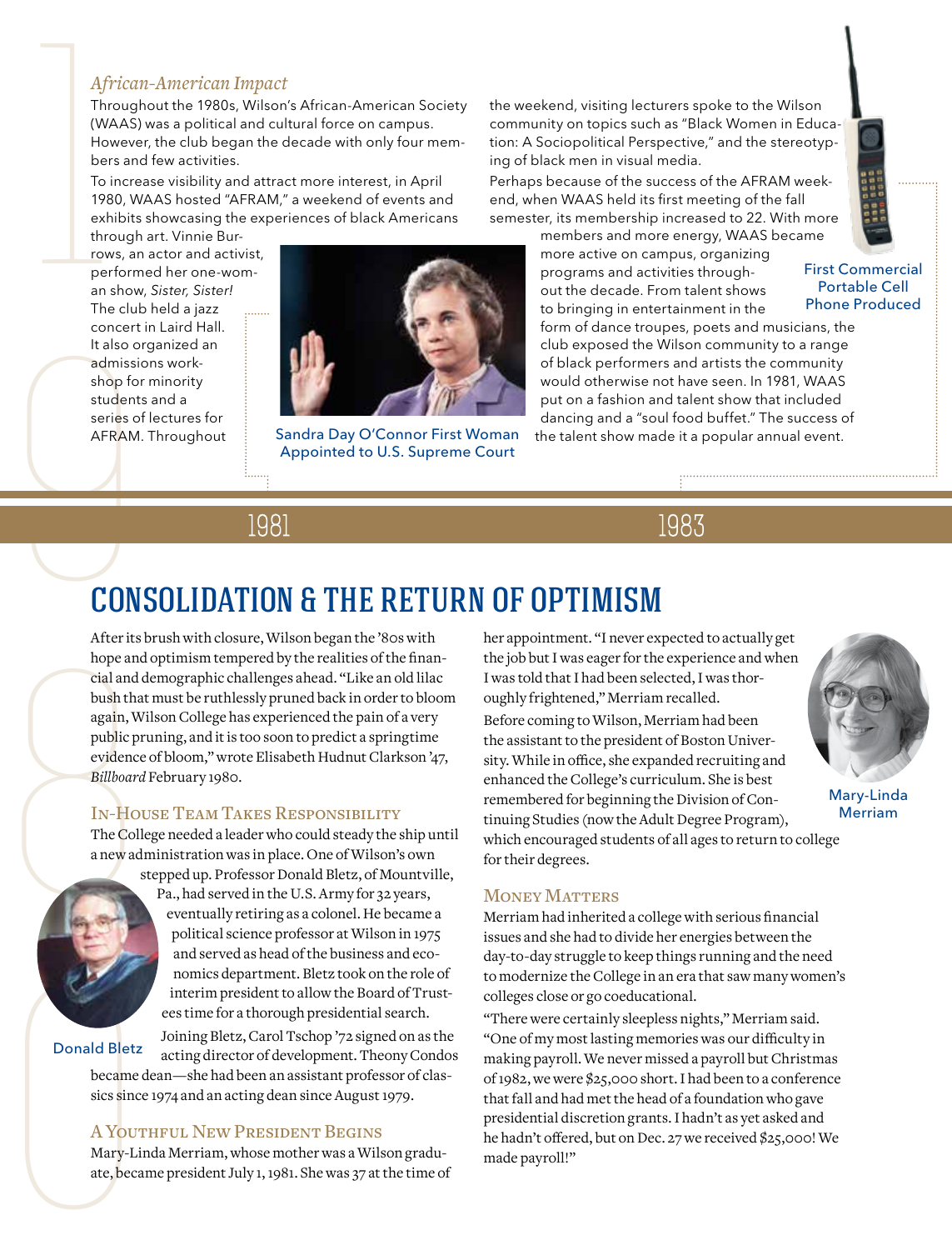### *African-American Impact*

Throughout the 1980s, Wilson's African-American Society (WAAS) was a political and cultural force on campus. However, the club began the decade with only four members and few activities.

To increase visibility and attract more interest, in April 1980, WAAS hosted "AFRAM," a weekend of events and exhibits showcasing the experiences of black Americans through art. Vinnie Burrows, an actor and activist, performed her one-woman show, *Sister, Sister!* The club held a jazz concert in Laird Hall. It also organized an admissions workshop for minority students and a series of lectures for AFRAM. Throughout the weekend, visiting lecturers spoke to the Wilson community on topics such as "Black Women in Education: A Sociopolitical Perspective," and the stereotyping of black men in visual media.

Perhaps because of the success of the AFRAM weekend, when WAAS held its first meeting of the fall semester, its membership increased to 22. With more members and more energy, WAAS became more active on campus, organizing programs and activities throughout the decade. From talent shows to bringing in entertainment in the form of dance troupes, poets and musicians, the club exposed the Wilson community to a range of black performers and artists the community would otherwise not have seen. In 1981, WAAS put on a fashion and talent show that included dancing and a "soul food buffet." The success of the talent show made it a popular annual event.

Sandra Day O'Connor First Woman Appointed to U.S. Supreme Court

1981

First Commercial Portable Cell Phone Produced

1983

# CONSOLIDATION & THE RETURN OF OPTIMISM

After its brush with closure, Wilson began the '80s with hope and optimism tempered by the realities of the financial and demographic challenges ahead. "Like an old lilac bush that must be ruthlessly pruned back in order to bloom again, Wilson College has experienced the pain of a very public pruning, and it is too soon to predict a springtime evidence of bloom," wrote Elisabeth Hudnut Clarkson '47, *Billboard* February 1980.

### In-House Team Takes Responsibility

The College needed a leader who could steady the ship until a new administration was in place. One of Wilson's own stepped up. Professor Donald Bletz, of Mountville, Pa., had served in the U.S. Army for 32 years, eventually retiring as a colonel. He became a political science professor at Wilson in 1975 and served as head of the business and economics department. Bletz took on the role of interim president to allow the Board of Trustees time for a thorough presidential search.

Donald Bletz

Joining Bletz, Carol Tschop '72 signed on as the acting director of development. Theony Condos became dean—she had been an assistant professor of classics since 1974 and an acting dean since August 1979.

### A Youthful New President Begins

Mary-Linda Merriam, whose mother was a Wilson graduate, became president July 1, 1981. She was 37 at the time of her appointment. "I never expected to actually get the job but I was eager for the experience and when I was told that I had been selected, I was thoroughly frightened," Merriam recalled.

Before coming to Wilson, Merriam had been the assistant to the president of Boston University. While in office, she expanded recruiting and enhanced the College's curriculum. She is best remembered for beginning the Division of Continuing Studies (now the Adult Degree Program), which encouraged students of all ages to return to college for their degrees.

Mary-Linda Merriam

### Money Matters

Merriam had inherited a college with serious financial issues and she had to divide her energies between the day-to-day struggle to keep things running and the need to modernize the College in an era that saw many women's colleges close or go coeducational.

"There were certainly sleepless nights," Merriam said. "One of my most lasting memories was our difficulty in making payroll. We never missed a payroll but Christmas of 1982, we were $25,000 short. I had been to a conference that fall and had met the head of a foundation who gave presidential discretion grants. I hadn't as yet asked and he hadn't offered, but on Dec. 27 we received $25,000! We made payroll!"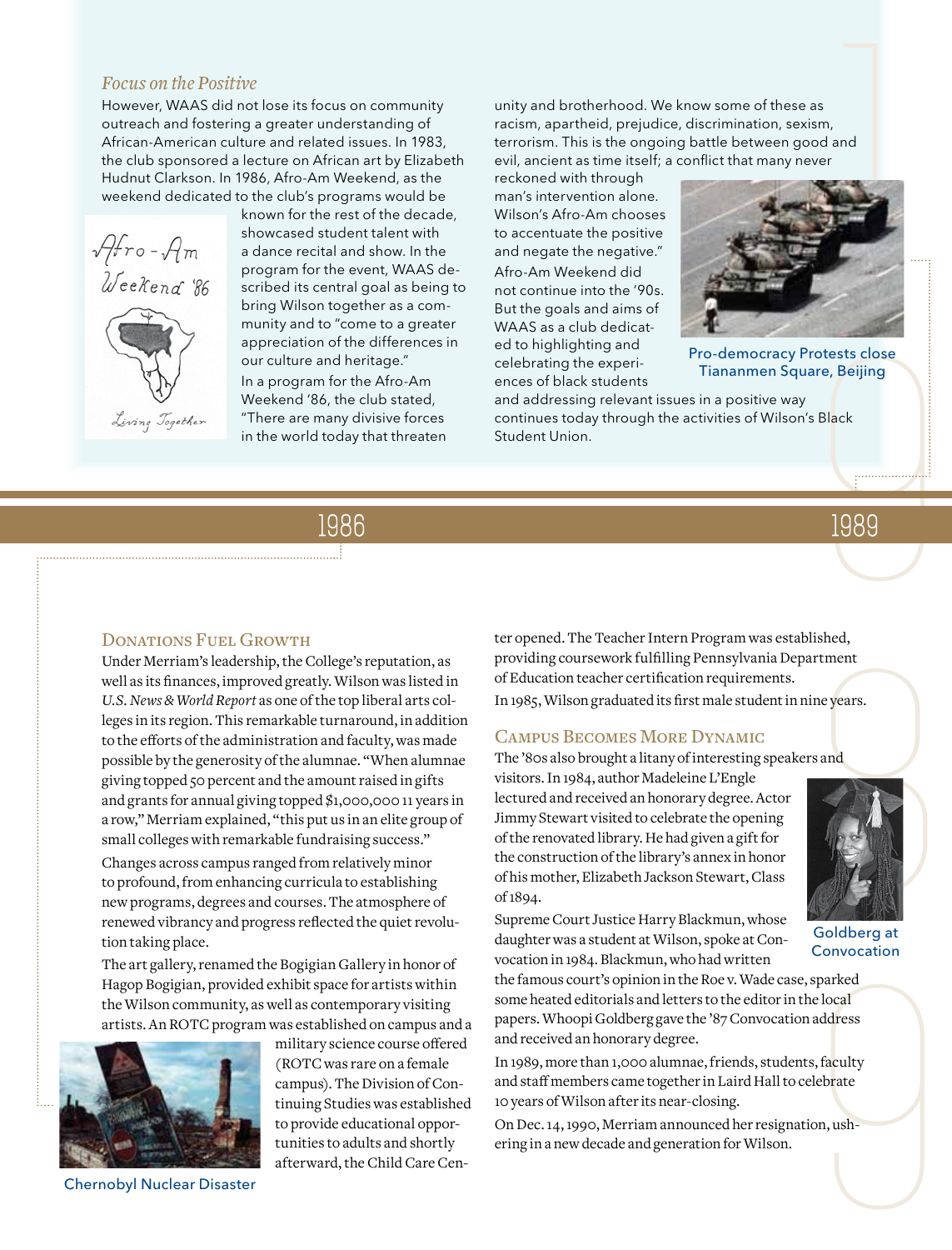### *Focus on the Positive*

However, WAAS did not lose its focus on community outreach and fostering a greater understanding of African-American culture and related issues. In 1983, the club sponsored a lecture on African art by Elizabeth Hudnut Clarkson. In 1986, Afro-Am Weekend, as the weekend dedicated to the club's programs would be known for the rest of the decade, showcased student talent with a dance recital and show. In the program for the event, WAAS described its central goal as being to bring Wilson together as a community and to "come to a greater appreciation of the differences in our culture and heritage."

Afro-Am Weekend '86

Living Together

In a program for the Afro-Am Weekend '86, the club stated, "There are many divisive forces in the world today that threaten unity and brotherhood. We know some of these as racism, apartheid, prejudice, discrimination, sexism, terrorism. This is the ongoing battle between good and evil, ancient as time itself; a conflict that many never reckoned with through man's intervention alone. Wilson's Afro-Am chooses to accentuate the positive and negate the negative."

Afro-Am Weekend did not continue into the '90s. But the goals and aims of WAAS as a club dedicated to highlighting and celebrating the experiences of black students and addressing relevant issues in a positive way continues today through the activities of Wilson's Black Student Union.

Pro-democracy Protests close Tiananmen Square, Beijing

1986 — 1989

## Donations Fuel Growth

Under Merriam's leadership, the College's reputation, as well as its finances, improved greatly. Wilson was listed in *U.S. News & World Report* as one of the top liberal arts colleges in its region. This remarkable turnaround, in addition to the efforts of the administration and faculty, was made possible by the generosity of the alumnae. "When alumnae giving topped 50 percent and the amount raised in gifts and grants for annual giving topped $1,000,000 11 years in a row," Merriam explained, "this put us in an elite group of small colleges with remarkable fundraising success."

Changes across campus ranged from relatively minor to profound, from enhancing curricula to establishing new programs, degrees and courses. The atmosphere of renewed vibrancy and progress reflected the quiet revolution taking place.

The art gallery, renamed the Bogigian Gallery in honor of Hagop Bogigian, provided exhibit space for artists within the Wilson community, as well as contemporary visiting artists. An ROTC program was established on campus and a military science course offered (ROTC was rare on a female campus). The Division of Continuing Studies was established to provide educational opportunities to adults and shortly afterward, the Child Care Center opened. The Teacher Intern Program was established, providing coursework fulfilling Pennsylvania Department of Education teacher certification requirements.

Chernobyl Nuclear Disaster

In 1985, Wilson graduated its first male student in nine years.

## Campus Becomes More Dynamic

The '80s also brought a litany of interesting speakers and visitors. In 1984, author Madeleine L'Engle lectured and received an honorary degree. Actor Jimmy Stewart visited to celebrate the opening of the renovated library. He had given a gift for the construction of the library's annex in honor of his mother, Elizabeth Jackson Stewart, Class of 1894.

Supreme Court Justice Harry Blackmun, whose daughter was a student at Wilson, spoke at Convocation in 1984. Blackmun, who had written the famous court's opinion in the Roe v. Wade case, sparked some heated editorials and letters to the editor in the local papers. Whoopi Goldberg gave the '87 Convocation address and received an honorary degree.

Goldberg at Convocation

In 1989, more than 1,000 alumnae, friends, students, faculty and staff members came together in Laird Hall to celebrate 10 years of Wilson after its near-closing.

On Dec. 14, 1990, Merriam announced her resignation, ushering in a new decade and generation for Wilson.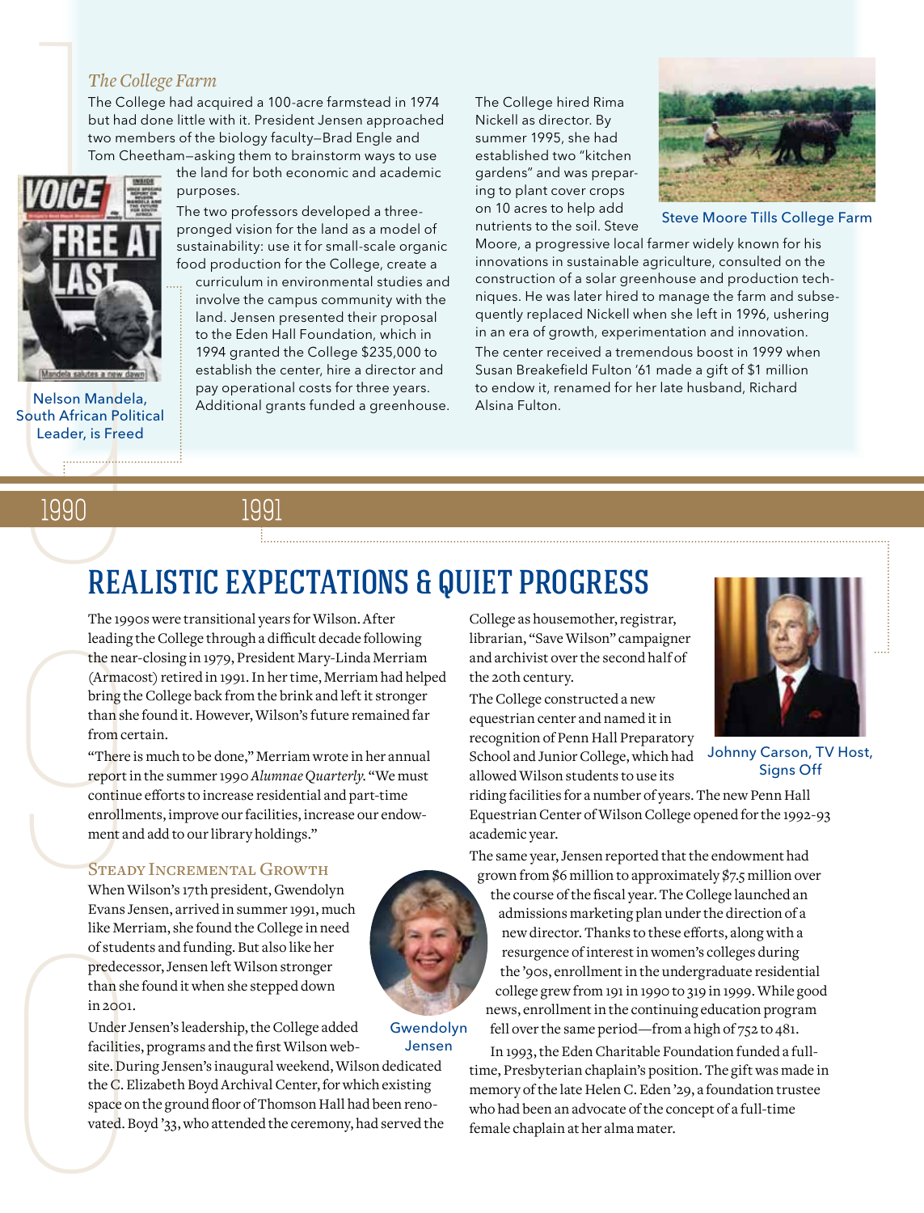*The College Farm*

The College had acquired a 100-acre farmstead in 1974 but had done little with it. President Jensen approached two members of the biology faculty—Brad Engle and Tom Cheetham—asking them to brainstorm ways to use the land for both economic and academic purposes.

The two professors developed a three-pronged vision for the land as a model of sustainability: use it for small-scale organic food production for the College, create a curriculum in environmental studies and involve the campus community with the land. Jensen presented their proposal to the Eden Hall Foundation, which in 1994 granted the College $235,000 to establish the center, hire a director and pay operational costs for three years. Additional grants funded a greenhouse.

The College hired Rima Nickell as director. By summer 1995, she had established two "kitchen gardens" and was preparing to plant cover crops on 10 acres to help add nutrients to the soil. Steve Moore, a progressive local farmer widely known for his innovations in sustainable agriculture, consulted on the construction of a solar greenhouse and production techniques. He was later hired to manage the farm and subsequently replaced Nickell when she left in 1996, ushering in an era of growth, experimentation and innovation.

Steve Moore Tills College Farm

The center received a tremendous boost in 1999 when Susan Breakefield Fulton '61 made a gift of $1 million to endow it, renamed for her late husband, Richard Alsina Fulton.

Nelson Mandela, South African Political Leader, is Freed

1990

1991

# REALISTIC EXPECTATIONS & QUIET PROGRESS

The 1990s were transitional years for Wilson. After leading the College through a difficult decade following the near-closing in 1979, President Mary-Linda Merriam (Armacost) retired in 1991. In her time, Merriam had helped bring the College back from the brink and left it stronger than she found it. However, Wilson's future remained far from certain.

"There is much to be done," Merriam wrote in her annual report in the summer 1990 *Alumnae Quarterly*. "We must continue efforts to increase residential and part-time enrollments, improve our facilities, increase our endowment and add to our library holdings."

## Steady Incremental Growth

When Wilson's 17th president, Gwendolyn Evans Jensen, arrived in summer 1991, much like Merriam, she found the College in need of students and funding. But also like her predecessor, Jensen left Wilson stronger than she found it when she stepped down in 2001.

Gwendolyn Jensen

Under Jensen's leadership, the College added facilities, programs and the first Wilson website. During Jensen's inaugural weekend, Wilson dedicated the C. Elizabeth Boyd Archival Center, for which existing space on the ground floor of Thomson Hall had been renovated. Boyd '33, who attended the ceremony, had served the College as housemother, registrar, librarian, "Save Wilson" campaigner and archivist over the second half of the 20th century.

The College constructed a new equestrian center and named it in recognition of Penn Hall Preparatory School and Junior College, which had allowed Wilson students to use its riding facilities for a number of years. The new Penn Hall Equestrian Center of Wilson College opened for the 1992-93 academic year.

Johnny Carson, TV Host, Signs Off

The same year, Jensen reported that the endowment had grown from $6 million to approximately $7.5 million over the course of the fiscal year. The College launched an admissions marketing plan under the direction of a new director. Thanks to these efforts, along with a resurgence of interest in women's colleges during the '90s, enrollment in the undergraduate residential college grew from 191 in 1990 to 319 in 1999. While good news, enrollment in the continuing education program fell over the same period—from a high of 752 to 481.

In 1993, the Eden Charitable Foundation funded a full-time, Presbyterian chaplain's position. The gift was made in memory of the late Helen C. Eden '29, a foundation trustee who had been an advocate of the concept of a full-time female chaplain at her alma mater.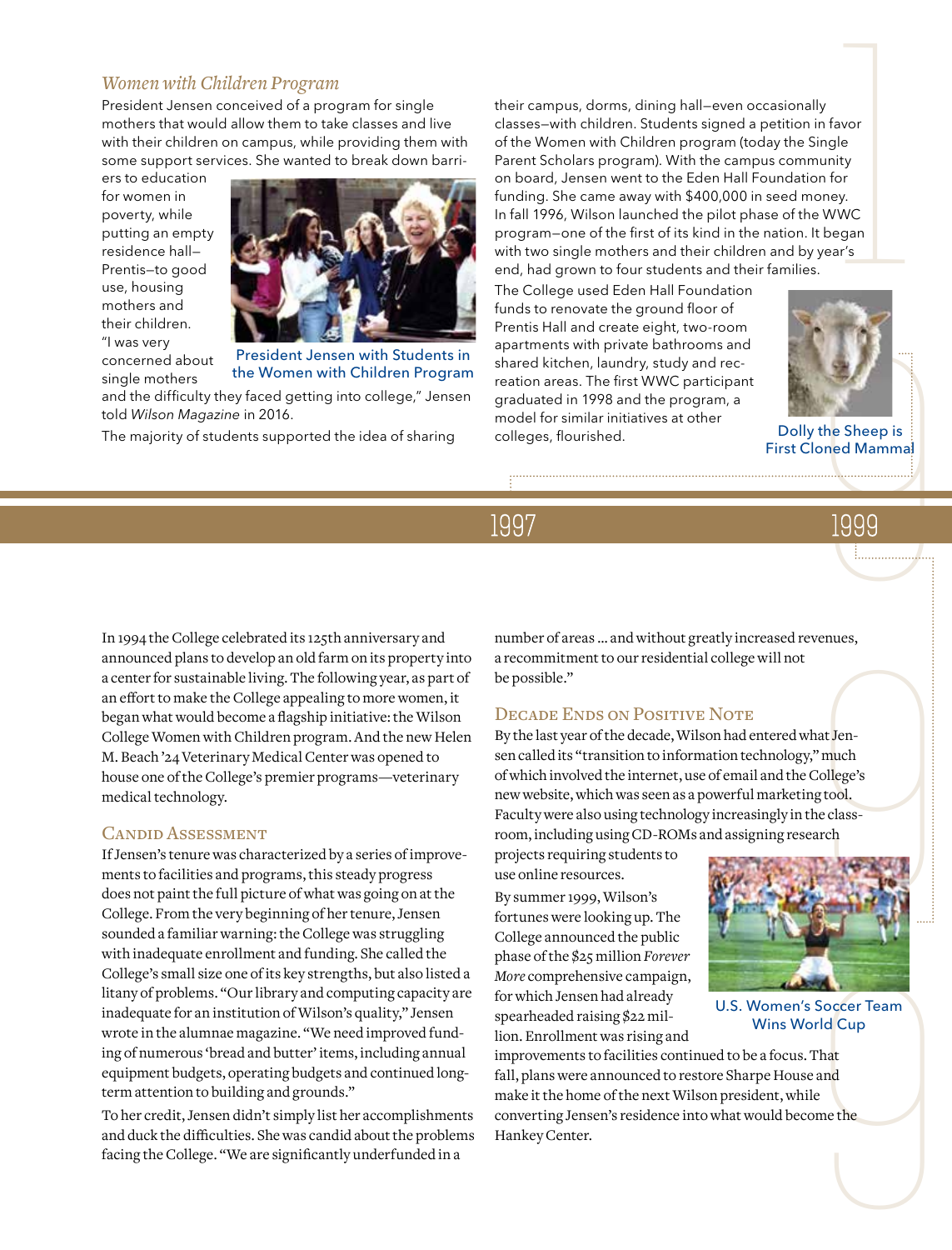*Women with Children Program*

President Jensen conceived of a program for single mothers that would allow them to take classes and live with their children on campus, while providing them with some support services. She wanted to break down barriers to education for women in poverty, while putting an empty residence hall—Prentis—to good use, housing mothers and their children. "I was very concerned about single mothers and the difficulty they faced getting into college," Jensen told *Wilson Magazine* in 2016.

President Jensen with Students in the Women with Children Program

The majority of students supported the idea of sharing their campus, dorms, dining hall—even occasionally classes—with children. Students signed a petition in favor of the Women with Children program (today the Single Parent Scholars program). With the campus community on board, Jensen went to the Eden Hall Foundation for funding. She came away with $400,000 in seed money. In fall 1996, Wilson launched the pilot phase of the WWC program—one of the first of its kind in the nation. It began with two single mothers and their children and by year's end, had grown to four students and their families.

The College used Eden Hall Foundation funds to renovate the ground floor of Prentis Hall and create eight, two-room apartments with private bathrooms and shared kitchen, laundry, study and recreation areas. The first WWC participant graduated in 1998 and the program, a model for similar initiatives at other colleges, flourished.

Dolly the Sheep is First Cloned Mammal

1997

1999

In 1994 the College celebrated its 125th anniversary and announced plans to develop an old farm on its property into a center for sustainable living. The following year, as part of an effort to make the College appealing to more women, it began what would become a flagship initiative: the Wilson College Women with Children program. And the new Helen M. Beach '24 Veterinary Medical Center was opened to house one of the College's premier programs—veterinary medical technology.

## Candid Assessment

If Jensen's tenure was characterized by a series of improvements to facilities and programs, this steady progress does not paint the full picture of what was going on at the College. From the very beginning of her tenure, Jensen sounded a familiar warning: the College was struggling with inadequate enrollment and funding. She called the College's small size one of its key strengths, but also listed a litany of problems. "Our library and computing capacity are inadequate for an institution of Wilson's quality," Jensen wrote in the alumnae magazine. "We need improved funding of numerous 'bread and butter' items, including annual equipment budgets, operating budgets and continued long-term attention to building and grounds."

To her credit, Jensen didn't simply list her accomplishments and duck the difficulties. She was candid about the problems facing the College. "We are significantly underfunded in a number of areas ... and without greatly increased revenues, a recommitment to our residential college will not be possible."

## Decade Ends on Positive Note

By the last year of the decade, Wilson had entered what Jensen called its "transition to information technology," much of which involved the internet, use of email and the College's new website, which was seen as a powerful marketing tool. Faculty were also using technology increasingly in the classroom, including using CD-ROMs and assigning research projects requiring students to use online resources.

By summer 1999, Wilson's fortunes were looking up. The College announced the public phase of the $25 million *Forever More* comprehensive campaign, for which Jensen had already spearheaded raising $22 million. Enrollment was rising and improvements to facilities continued to be a focus. That fall, plans were announced to restore Sharpe House and make it the home of the next Wilson president, while converting Jensen's residence into what would become the Hankey Center.

U.S. Women's Soccer Team Wins World Cup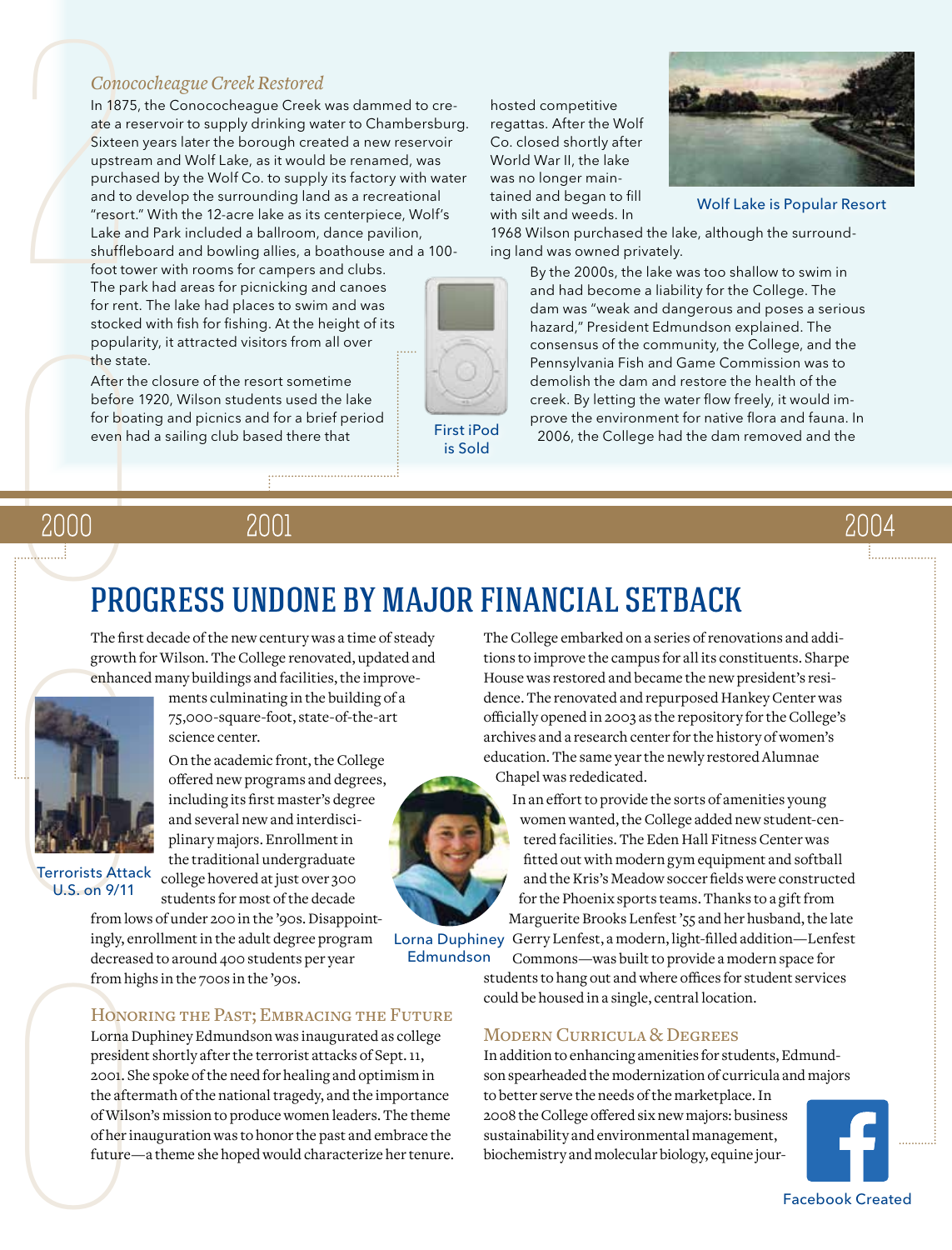*Conococheague Creek Restored*

In 1875, the Conococheague Creek was dammed to create a reservoir to supply drinking water to Chambersburg. Sixteen years later the borough created a new reservoir upstream and Wolf Lake, as it would be renamed, was purchased by the Wolf Co. to supply its factory with water and to develop the surrounding land as a recreational "resort." With the 12-acre lake as its centerpiece, Wolf's Lake and Park included a ballroom, dance pavilion, shuffleboard and bowling allies, a boathouse and a 100-foot tower with rooms for campers and clubs. The park had areas for picnicking and canoes for rent. The lake had places to swim and was stocked with fish for fishing. At the height of its popularity, it attracted visitors from all over the state.

After the closure of the resort sometime before 1920, Wilson students used the lake for boating and picnics and for a brief period even had a sailing club based there that hosted competitive regattas. After the Wolf Co. closed shortly after World War II, the lake was no longer maintained and began to fill with silt and weeds. In 1968 Wilson purchased the lake, although the surrounding land was owned privately.

By the 2000s, the lake was too shallow to swim in and had become a liability for the College. The dam was "weak and dangerous and poses a serious hazard," President Edmundson explained. The consensus of the community, the College, and the Pennsylvania Fish and Game Commission was to demolish the dam and restore the health of the creek. By letting the water flow freely, it would improve the environment for native flora and fauna. In 2006, the College had the dam removed and the

Wolf Lake is Popular Resort

First iPod is Sold

2000 2001 2004

# PROGRESS UNDONE BY MAJOR FINANCIAL SETBACK

The first decade of the new century was a time of steady growth for Wilson. The College renovated, updated and enhanced many buildings and facilities, the improvements culminating in the building of a 75,000-square-foot, state-of-the-art science center.

On the academic front, the College offered new programs and degrees, including its first master's degree and several new and interdisciplinary majors. Enrollment in the traditional undergraduate college hovered at just over 300 students for most of the decade from lows of under 200 in the '90s. Disappointingly, enrollment in the adult degree program decreased to around 400 students per year from highs in the 700s in the '90s.

Terrorists Attack U.S. on 9/11

## Honoring the Past; Embracing the Future

Lorna Duphiney Edmundson was inaugurated as college president shortly after the terrorist attacks of Sept. 11, 2001. She spoke of the need for healing and optimism in the aftermath of the national tragedy, and the importance of Wilson's mission to produce women leaders. The theme of her inauguration was to honor the past and embrace the future—a theme she hoped would characterize her tenure.

The College embarked on a series of renovations and additions to improve the campus for all its constituents. Sharpe House was restored and became the new president's residence. The renovated and repurposed Hankey Center was officially opened in 2003 as the repository for the College's archives and a research center for the history of women's education. The same year the newly restored Alumnae Chapel was rededicated.

In an effort to provide the sorts of amenities young women wanted, the College added new student-centered facilities. The Eden Hall Fitness Center was fitted out with modern gym equipment and softball and the Kris's Meadow soccer fields were constructed for the Phoenix sports teams. Thanks to a gift from Marguerite Brooks Lenfest '55 and her husband, the late Gerry Lenfest, a modern, light-filled addition—Lenfest Commons—was built to provide a modern space for students to hang out and where offices for student services could be housed in a single, central location.

Lorna Duphiney Edmundson

## Modern Curricula & Degrees

In addition to enhancing amenities for students, Edmundson spearheaded the modernization of curricula and majors to better serve the needs of the marketplace. In 2008 the College offered six new majors: business sustainability and environmental management, biochemistry and molecular biology, equine jour-

Facebook Created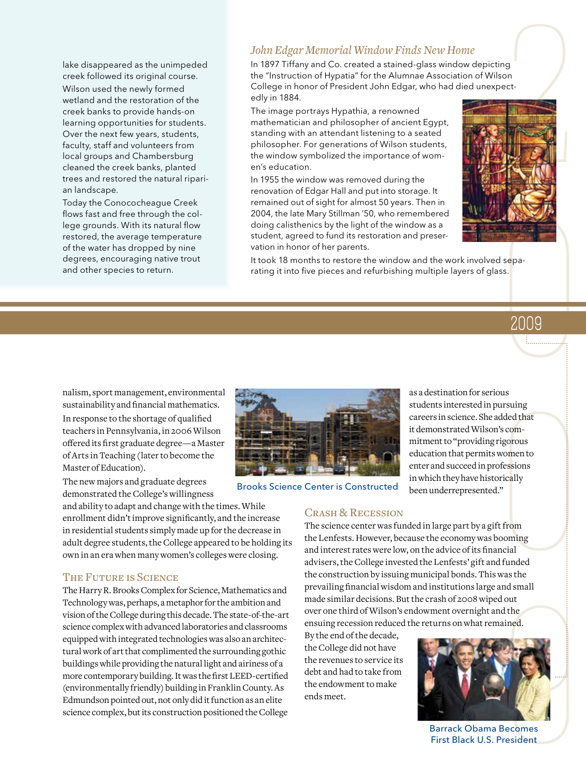lake disappeared as the unimpeded creek followed its original course.

Wilson used the newly formed wetland and the restoration of the creek banks to provide hands-on learning opportunities for students. Over the next few years, students, faculty, staff and volunteers from local groups and Chambersburg cleaned the creek banks, planted trees and restored the natural riparian landscape.

Today the Conococheague Creek flows fast and free through the college grounds. With its natural flow restored, the average temperature of the water has dropped by nine degrees, encouraging native trout and other species to return.

### *John Edgar Memorial Window Finds New Home*

In 1897 Tiffany and Co. created a stained-glass window depicting the "Instruction of Hypatia" for the Alumnae Association of Wilson College in honor of President John Edgar, who had died unexpectedly in 1884.

The image portrays Hypathia, a renowned mathematician and philosopher of ancient Egypt, standing with an attendant listening to a seated philosopher. For generations of Wilson students, the window symbolized the importance of women's education.

In 1955 the window was removed during the renovation of Edgar Hall and put into storage. It remained out of sight for almost 50 years. Then in 2004, the late Mary Stillman '50, who remembered doing calisthenics by the light of the window as a student, agreed to fund its restoration and preservation in honor of her parents.

It took 18 months to restore the window and the work involved separating it into five pieces and refurbishing multiple layers of glass.

2009

nalism, sport management, environmental sustainability and financial mathematics.

In response to the shortage of qualified teachers in Pennsylvania, in 2006 Wilson offered its first graduate degree—a Master of Arts in Teaching (later to become the Master of Education).

The new majors and graduate degrees demonstrated the College's willingness and ability to adapt and change with the times. While enrollment didn't improve significantly, and the increase in residential students simply made up for the decrease in adult degree students, the College appeared to be holding its own in an era when many women's colleges were closing.

### The Future is Science

The Harry R. Brooks Complex for Science, Mathematics and Technology was, perhaps, a metaphor for the ambition and vision of the College during this decade. The state-of-the-art science complex with advanced laboratories and classrooms equipped with integrated technologies was also an architectural work of art that complimented the surrounding gothic buildings while providing the natural light and airiness of a more contemporary building. It was the first LEED-certified (environmentally friendly) building in Franklin County. As Edmundson pointed out, not only did it function as an elite science complex, but its construction positioned the College as a destination for serious students interested in pursuing careers in science. She added that it demonstrated Wilson's commitment to "providing rigorous education that permits women to enter and succeed in professions in which they have historically been underrepresented."

Brooks Science Center is Constructed

### Crash & Recession

The science center was funded in large part by a gift from the Lenfests. However, because the economy was booming and interest rates were low, on the advice of its financial advisers, the College invested the Lenfests' gift and funded the construction by issuing municipal bonds. This was the prevailing financial wisdom and institutions large and small made similar decisions. But the crash of 2008 wiped out over one third of Wilson's endowment overnight and the ensuing recession reduced the returns on what remained. By the end of the decade, the College did not have the revenues to service its debt and had to take from the endowment to make ends meet.

Barrack Obama Becomes First Black U.S. President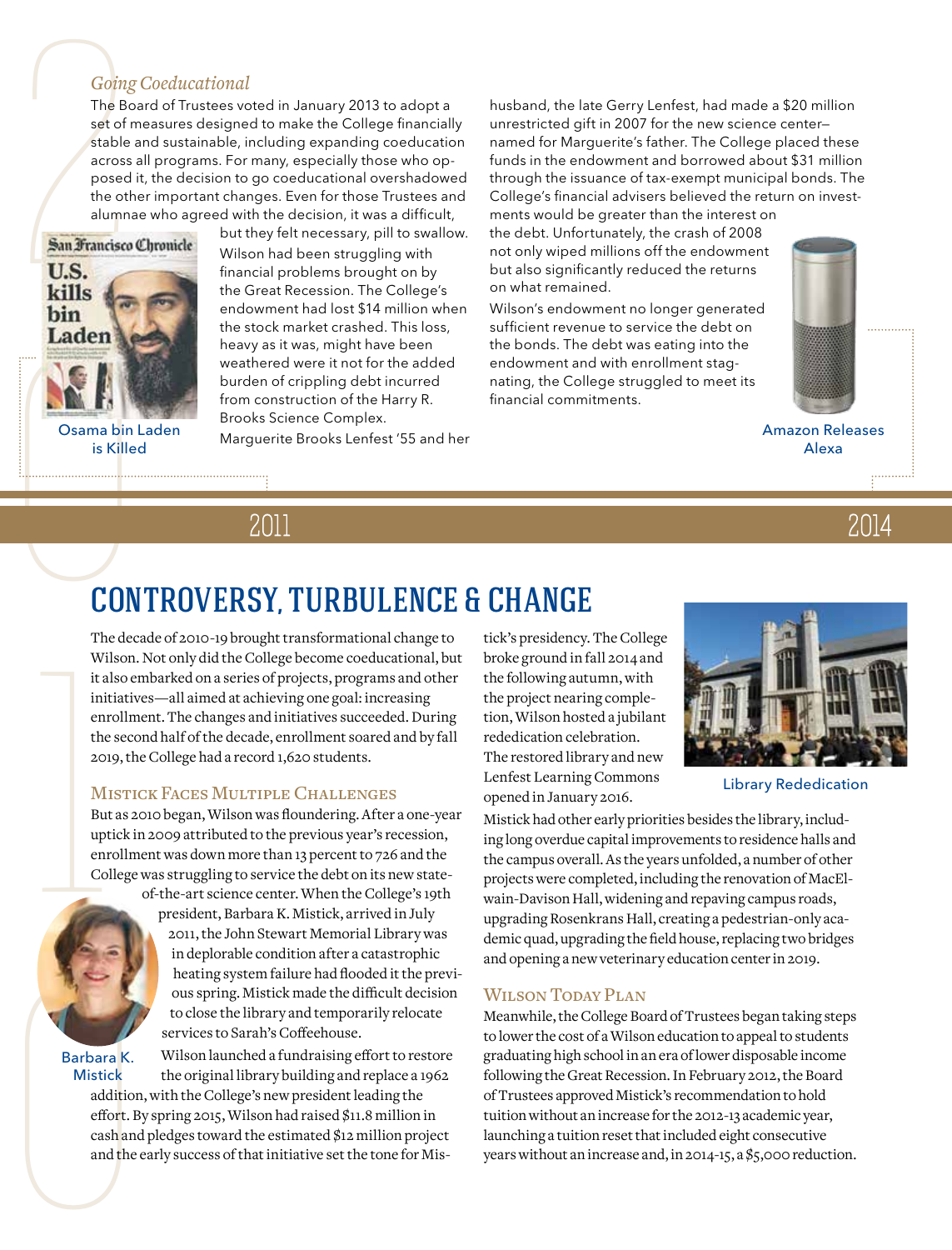*Going Coeducational*

The Board of Trustees voted in January 2013 to adopt a set of measures designed to make the College financially stable and sustainable, including expanding coeducation across all programs. For many, especially those who opposed it, the decision to go coeducational overshadowed the other important changes. Even for those Trustees and alumnae who agreed with the decision, it was a difficult, but they felt necessary, pill to swallow.

Wilson had been struggling with financial problems brought on by the Great Recession. The College's endowment had lost $14 million when the stock market crashed. This loss, heavy as it was, might have been weathered were it not for the added burden of crippling debt incurred from construction of the Harry R. Brooks Science Complex.

Marguerite Brooks Lenfest '55 and her husband, the late Gerry Lenfest, had made a $20 million unrestricted gift in 2007 for the new science center—named for Marguerite's father. The College placed these funds in the endowment and borrowed about $31 million through the issuance of tax-exempt municipal bonds. The College's financial advisers believed the return on investments would be greater than the interest on the debt. Unfortunately, the crash of 2008 not only wiped millions off the endowment but also significantly reduced the returns on what remained.

Wilson's endowment no longer generated sufficient revenue to service the debt on the bonds. The debt was eating into the endowment and with enrollment stagnating, the College struggled to meet its financial commitments.

Osama bin Laden is Killed

2011

Amazon Releases Alexa

2014

# CONTROVERSY, TURBULENCE & CHANGE

The decade of 2010-19 brought transformational change to Wilson. Not only did the College become coeducational, but it also embarked on a series of projects, programs and other initiatives—all aimed at achieving one goal: increasing enrollment. The changes and initiatives succeeded. During the second half of the decade, enrollment soared and by fall 2019, the College had a record 1,620 students.

## Mistick Faces Multiple Challenges

But as 2010 began, Wilson was floundering. After a one-year uptick in 2009 attributed to the previous year's recession, enrollment was down more than 13 percent to 726 and the College was struggling to service the debt on its new state-of-the-art science center. When the College's 19th president, Barbara K. Mistick, arrived in July 2011, the John Stewart Memorial Library was in deplorable condition after a catastrophic heating system failure had flooded it the previous spring. Mistick made the difficult decision to close the library and temporarily relocate services to Sarah's Coffeehouse.

Barbara K. Mistick

Wilson launched a fundraising effort to restore the original library building and replace a 1962 addition, with the College's new president leading the effort. By spring 2015, Wilson had raised $11.8 million in cash and pledges toward the estimated $12 million project and the early success of that initiative set the tone for Mistick's presidency. The College broke ground in fall 2014 and the following autumn, with the project nearing completion, Wilson hosted a jubilant rededication celebration. The restored library and new Lenfest Learning Commons opened in January 2016.

Library Rededication

Mistick had other early priorities besides the library, including long overdue capital improvements to residence halls and the campus overall. As the years unfolded, a number of other projects were completed, including the renovation of MacElwain-Davison Hall, widening and repaving campus roads, upgrading Rosenkrans Hall, creating a pedestrian-only academic quad, upgrading the field house, replacing two bridges and opening a new veterinary education center in 2019.

## Wilson Today Plan

Meanwhile, the College Board of Trustees began taking steps to lower the cost of a Wilson education to appeal to students graduating high school in an era of lower disposable income following the Great Recession. In February 2012, the Board of Trustees approved Mistick's recommendation to hold tuition without an increase for the 2012-13 academic year, launching a tuition reset that included eight consecutive years without an increase and, in 2014-15, a $5,000 reduction.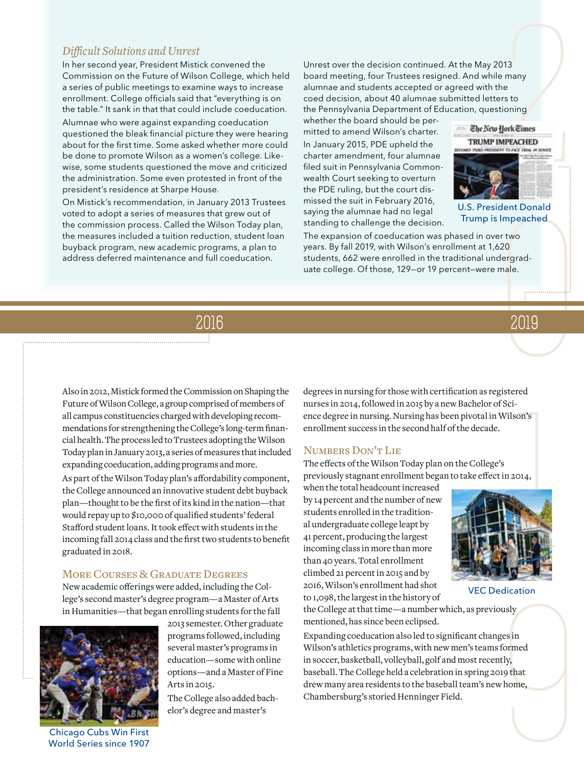### *Difficult Solutions and Unrest*

In her second year, President Mistick convened the Commission on the Future of Wilson College, which held a series of public meetings to examine ways to increase enrollment. College officials said that "everything is on the table." It sank in that that could include coeducation.

Alumnae who were against expanding coeducation questioned the bleak financial picture they were hearing about for the first time. Some asked whether more could be done to promote Wilson as a women's college. Likewise, some students questioned the move and criticized the administration. Some even protested in front of the president's residence at Sharpe House.

On Mistick's recommendation, in January 2013 Trustees voted to adopt a series of measures that grew out of the commission process. Called the Wilson Today plan, the measures included a tuition reduction, student loan buyback program, new academic programs, a plan to address deferred maintenance and full coeducation.

Unrest over the decision continued. At the May 2013 board meeting, four Trustees resigned. And while many alumnae and students accepted or agreed with the coed decision, about 40 alumnae submitted letters to the Pennsylvania Department of Education, questioning whether the board should be permitted to amend Wilson's charter.

In January 2015, PDE upheld the charter amendment, four alumnae filed suit in Pennsylvania Commonwealth Court seeking to overturn the PDE ruling, but the court dismissed the suit in February 2016, saying the alumnae had no legal standing to challenge the decision.

U.S. President Donald Trump is Impeached

The expansion of coeducation was phased in over two years. By fall 2019, with Wilson's enrollment at 1,620 students, 662 were enrolled in the traditional undergraduate college. Of those, 129—or 19 percent—were male.

2016 2019

Also in 2012, Mistick formed the Commission on Shaping the Future of Wilson College, a group comprised of members of all campus constituencies charged with developing recommendations for strengthening the College's long-term financial health. The process led to Trustees adopting the Wilson Today plan in January 2013, a series of measures that included expanding coeducation, adding programs and more.

As part of the Wilson Today plan's affordability component, the College announced an innovative student debt buyback plan—thought to be the first of its kind in the nation—that would repay up to $10,000 of qualified students' federal Stafford student loans. It took effect with students in the incoming fall 2014 class and the first two students to benefit graduated in 2018.

### More Courses & Graduate Degrees

New academic offerings were added, including the College's second master's degree program—a Master of Arts in Humanities—that began enrolling students for the fall 2013 semester. Other graduate programs followed, including several master's programs in education—some with online options—and a Master of Fine Arts in 2015.

The College also added bachelor's degree and master's degrees in nursing for those with certification as registered nurses in 2014, followed in 2015 by a new Bachelor of Science degree in nursing. Nursing has been pivotal in Wilson's enrollment success in the second half of the decade.

Chicago Cubs Win First World Series since 1907

### Numbers Don't Lie

The effects of the Wilson Today plan on the College's previously stagnant enrollment began to take effect in 2014, when the total headcount increased by 14 percent and the number of new students enrolled in the traditional undergraduate college leapt by 41 percent, producing the largest incoming class in more than more than 40 years. Total enrollment climbed 21 percent in 2015 and by 2016, Wilson's enrollment had shot to 1,098, the largest in the history of the College at that time—a number which, as previously mentioned, has since been eclipsed.

VEC Dedication

Expanding coeducation also led to significant changes in Wilson's athletics programs, with new men's teams formed in soccer, basketball, volleyball, golf and most recently, baseball. The College held a celebration in spring 2019 that drew many area residents to the baseball team's new home, Chambersburg's storied Henninger Field.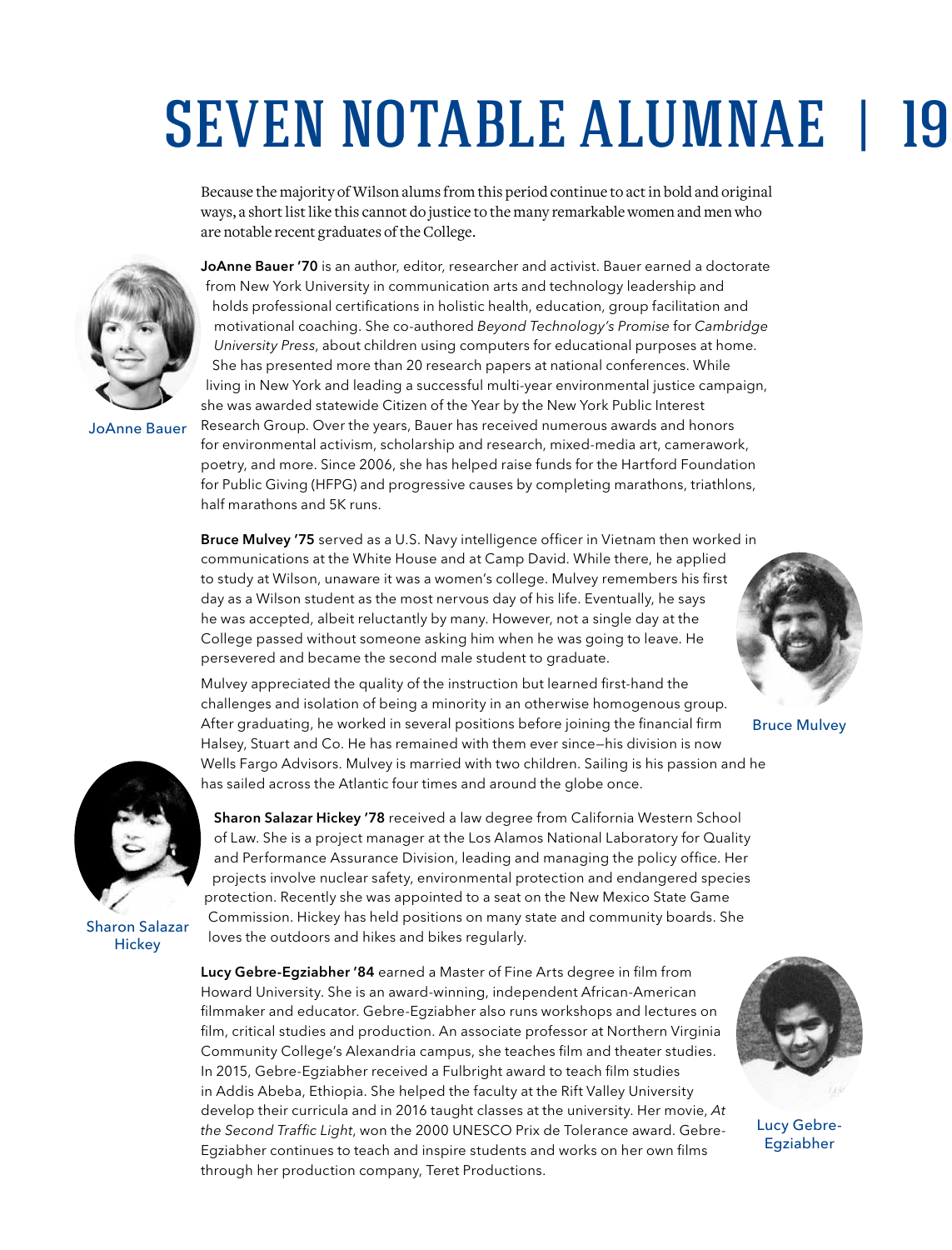# SEVEN NOTABLE ALUMNAE | 19

Because the majority of Wilson alums from this period continue to act in bold and original ways, a short list like this cannot do justice to the many remarkable women and men who are notable recent graduates of the College.

JoAnne Bauer

**JoAnne Bauer '70** is an author, editor, researcher and activist. Bauer earned a doctorate from New York University in communication arts and technology leadership and holds professional certifications in holistic health, education, group facilitation and motivational coaching. She co-authored *Beyond Technology's Promise* for *Cambridge University Press*, about children using computers for educational purposes at home. She has presented more than 20 research papers at national conferences. While living in New York and leading a successful multi-year environmental justice campaign, she was awarded statewide Citizen of the Year by the New York Public Interest Research Group. Over the years, Bauer has received numerous awards and honors for environmental activism, scholarship and research, mixed-media art, camerawork, poetry, and more. Since 2006, she has helped raise funds for the Hartford Foundation for Public Giving (HFPG) and progressive causes by completing marathons, triathlons, half marathons and 5K runs.

**Bruce Mulvey '75** served as a U.S. Navy intelligence officer in Vietnam then worked in communications at the White House and at Camp David. While there, he applied to study at Wilson, unaware it was a women's college. Mulvey remembers his first day as a Wilson student as the most nervous day of his life. Eventually, he says he was accepted, albeit reluctantly by many. However, not a single day at the College passed without someone asking him when he was going to leave. He persevered and became the second male student to graduate.

Mulvey appreciated the quality of the instruction but learned first-hand the challenges and isolation of being a minority in an otherwise homogenous group. After graduating, he worked in several positions before joining the financial firm Halsey, Stuart and Co. He has remained with them ever since—his division is now Wells Fargo Advisors. Mulvey is married with two children. Sailing is his passion and he has sailed across the Atlantic four times and around the globe once.

Bruce Mulvey

Sharon Salazar Hickey

**Sharon Salazar Hickey '78** received a law degree from California Western School of Law. She is a project manager at the Los Alamos National Laboratory for Quality and Performance Assurance Division, leading and managing the policy office. Her projects involve nuclear safety, environmental protection and endangered species protection. Recently she was appointed to a seat on the New Mexico State Game Commission. Hickey has held positions on many state and community boards. She loves the outdoors and hikes and bikes regularly.

**Lucy Gebre-Egziabher '84** earned a Master of Fine Arts degree in film from Howard University. She is an award-winning, independent African-American filmmaker and educator. Gebre-Egziabher also runs workshops and lectures on film, critical studies and production. An associate professor at Northern Virginia Community College's Alexandria campus, she teaches film and theater studies. In 2015, Gebre-Egziabher received a Fulbright award to teach film studies in Addis Abeba, Ethiopia. She helped the faculty at the Rift Valley University develop their curricula and in 2016 taught classes at the university. Her movie, *At the Second Traffic Light*, won the 2000 UNESCO Prix de Tolerance award. Gebre-Egziabher continues to teach and inspire students and works on her own films through her production company, Teret Productions.

Lucy Gebre-Egziabher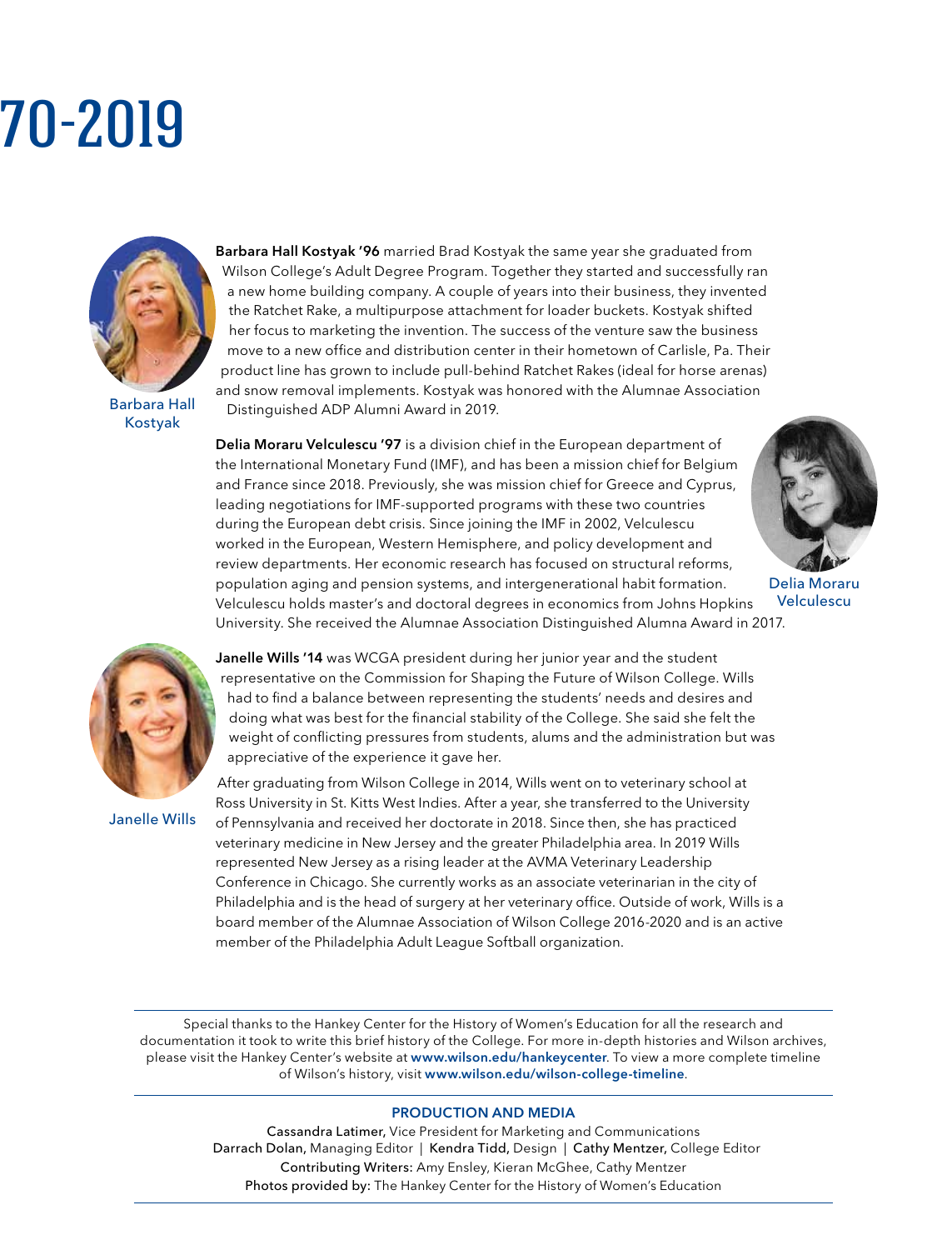# 70-2019

Barbara Hall Kostyak

**Barbara Hall Kostyak '96** married Brad Kostyak the same year she graduated from Wilson College's Adult Degree Program. Together they started and successfully ran a new home building company. A couple of years into their business, they invented the Ratchet Rake, a multipurpose attachment for loader buckets. Kostyak shifted her focus to marketing the invention. The success of the venture saw the business move to a new office and distribution center in their hometown of Carlisle, Pa. Their product line has grown to include pull-behind Ratchet Rakes (ideal for horse arenas) and snow removal implements. Kostyak was honored with the Alumnae Association Distinguished ADP Alumni Award in 2019.

Delia Moraru Velculescu

**Delia Moraru Velculescu '97** is a division chief in the European department of the International Monetary Fund (IMF), and has been a mission chief for Belgium and France since 2018. Previously, she was mission chief for Greece and Cyprus, leading negotiations for IMF-supported programs with these two countries during the European debt crisis. Since joining the IMF in 2002, Velculescu worked in the European, Western Hemisphere, and policy development and review departments. Her economic research has focused on structural reforms, population aging and pension systems, and intergenerational habit formation. Velculescu holds master's and doctoral degrees in economics from Johns Hopkins University. She received the Alumnae Association Distinguished Alumna Award in 2017.

Janelle Wills

**Janelle Wills '14** was WCGA president during her junior year and the student representative on the Commission for Shaping the Future of Wilson College. Wills had to find a balance between representing the students' needs and desires and doing what was best for the financial stability of the College. She said she felt the weight of conflicting pressures from students, alums and the administration but was appreciative of the experience it gave her.

After graduating from Wilson College in 2014, Wills went on to veterinary school at Ross University in St. Kitts West Indies. After a year, she transferred to the University of Pennsylvania and received her doctorate in 2018. Since then, she has practiced veterinary medicine in New Jersey and the greater Philadelphia area. In 2019 Wills represented New Jersey as a rising leader at the AVMA Veterinary Leadership Conference in Chicago. She currently works as an associate veterinarian in the city of Philadelphia and is the head of surgery at her veterinary office. Outside of work, Wills is a board member of the Alumnae Association of Wilson College 2016-2020 and is an active member of the Philadelphia Adult League Softball organization.

---

Special thanks to the Hankey Center for the History of Women's Education for all the research and documentation it took to write this brief history of the College. For more in-depth histories and Wilson archives, please visit the Hankey Center's website at **www.wilson.edu/hankeycenter**. To view a more complete timeline of Wilson's history, visit **www.wilson.edu/wilson-college-timeline**.

---

**PRODUCTION AND MEDIA**

**Cassandra Latimer,** Vice President for Marketing and Communications
**Darrach Dolan,** Managing Editor | **Kendra Tidd,** Design | **Cathy Mentzer,** College Editor
**Contributing Writers:** Amy Ensley, Kieran McGhee, Cathy Mentzer
**Photos provided by:** The Hankey Center for the History of Women's Education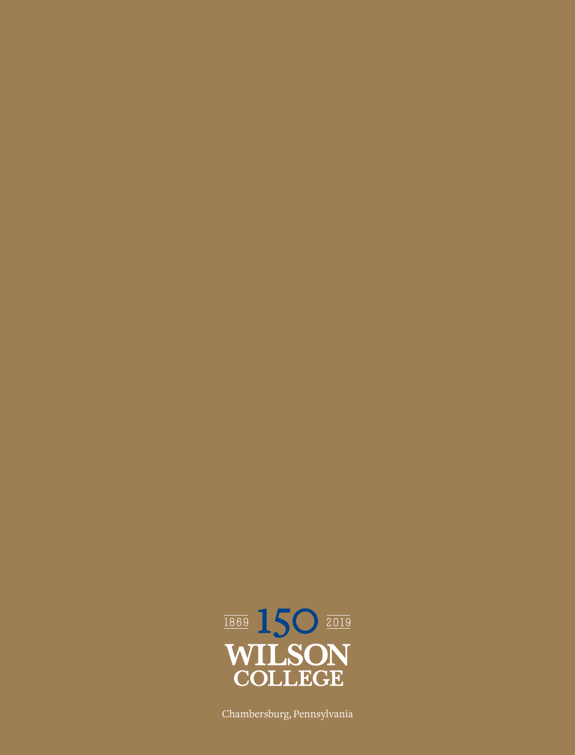1869 150 2019

WILSON COLLEGE

Chambersburg, Pennsylvania